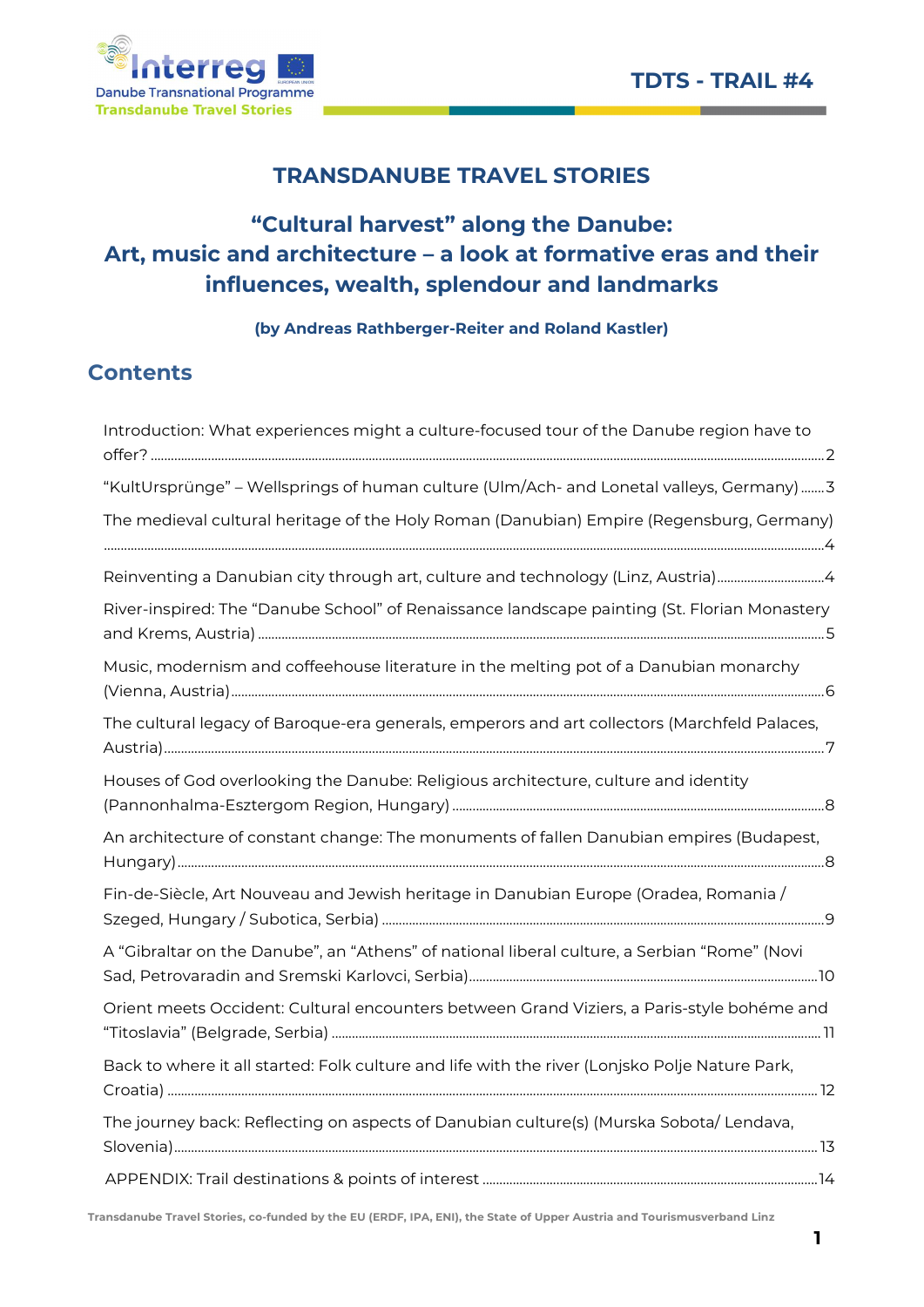# TRANSDANUBE TRAVEL STORIES

## "Cultural harvest" along the Danube: Art, music and architecture – a look at formative eras and their influences, wealth, splendour and landmarks

**(by Andreas Rathberger-Reiter and Roland Kastler)**

## Contents

Introduction: What experiences might a culture-focused tour of the Danube region have to offer? ........ 2

"KultUrsprünge" – Wellsprings of human culture (Ulm/Ach- and Lonetal valleys, Germany) ........ 3

The medieval cultural heritage of the Holy Roman (Danubian) Empire (Regensburg, Germany) ........ 4

Reinventing a Danubian city through art, culture and technology (Linz, Austria) ........ 4

River-inspired: The "Danube School" of Renaissance landscape painting (St. Florian Monastery and Krems, Austria) ........ 5

Music, modernism and coffeehouse literature in the melting pot of a Danubian monarchy (Vienna, Austria) ........ 6

The cultural legacy of Baroque-era generals, emperors and art collectors (Marchfeld Palaces, Austria) ........ 7

Houses of God overlooking the Danube: Religious architecture, culture and identity (Pannonhalma-Esztergom Region, Hungary) ........ 8

An architecture of constant change: The monuments of fallen Danubian empires (Budapest, Hungary) ........ 8

Fin-de-Siècle, Art Nouveau and Jewish heritage in Danubian Europe (Oradea, Romania / Szeged, Hungary / Subotica, Serbia) ........ 9

A "Gibraltar on the Danube", an "Athens" of national liberal culture, a Serbian "Rome" (Novi Sad, Petrovaradin and Sremski Karlovci, Serbia) ........ 10

Orient meets Occident: Cultural encounters between Grand Viziers, a Paris-style bohéme and "Titoslavia" (Belgrade, Serbia) ........ 11

Back to where it all started: Folk culture and life with the river (Lonjsko Polje Nature Park, Croatia) ........ 12

The journey back: Reflecting on aspects of Danubian culture(s) (Murska Sobota/ Lendava, Slovenia) ........ 13

APPENDIX: Trail destinations & points of interest ........ 14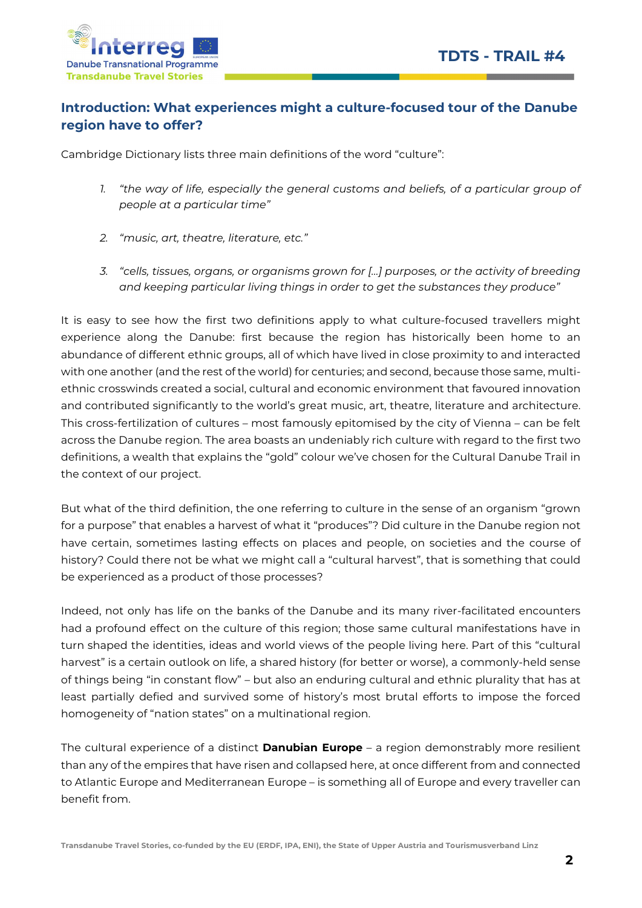## Introduction: What experiences might a culture-focused tour of the Danube region have to offer?

Cambridge Dictionary lists three main definitions of the word "culture":

1. *"the way of life, especially the general customs and beliefs, of a particular group of people at a particular time"*
2. *"music, art, theatre, literature, etc."*
3. *"cells, tissues, organs, or organisms grown for [...] purposes, or the activity of breeding and keeping particular living things in order to get the substances they produce"*

It is easy to see how the first two definitions apply to what culture-focused travellers might experience along the Danube: first because the region has historically been home to an abundance of different ethnic groups, all of which have lived in close proximity to and interacted with one another (and the rest of the world) for centuries; and second, because those same, multi-ethnic crosswinds created a social, cultural and economic environment that favoured innovation and contributed significantly to the world's great music, art, theatre, literature and architecture. This cross-fertilization of cultures – most famously epitomised by the city of Vienna – can be felt across the Danube region. The area boasts an undeniably rich culture with regard to the first two definitions, a wealth that explains the "gold" colour we've chosen for the Cultural Danube Trail in the context of our project.

But what of the third definition, the one referring to culture in the sense of an organism "grown for a purpose" that enables a harvest of what it "produces"? Did culture in the Danube region not have certain, sometimes lasting effects on places and people, on societies and the course of history? Could there not be what we might call a "cultural harvest", that is something that could be experienced as a product of those processes?

Indeed, not only has life on the banks of the Danube and its many river-facilitated encounters had a profound effect on the culture of this region; those same cultural manifestations have in turn shaped the identities, ideas and world views of the people living here. Part of this "cultural harvest" is a certain outlook on life, a shared history (for better or worse), a commonly-held sense of things being "in constant flow" – but also an enduring cultural and ethnic plurality that has at least partially defied and survived some of history's most brutal efforts to impose the forced homogeneity of "nation states" on a multinational region.

The cultural experience of a distinct **Danubian Europe** – a region demonstrably more resilient than any of the empires that have risen and collapsed here, at once different from and connected to Atlantic Europe and Mediterranean Europe – is something all of Europe and every traveller can benefit from.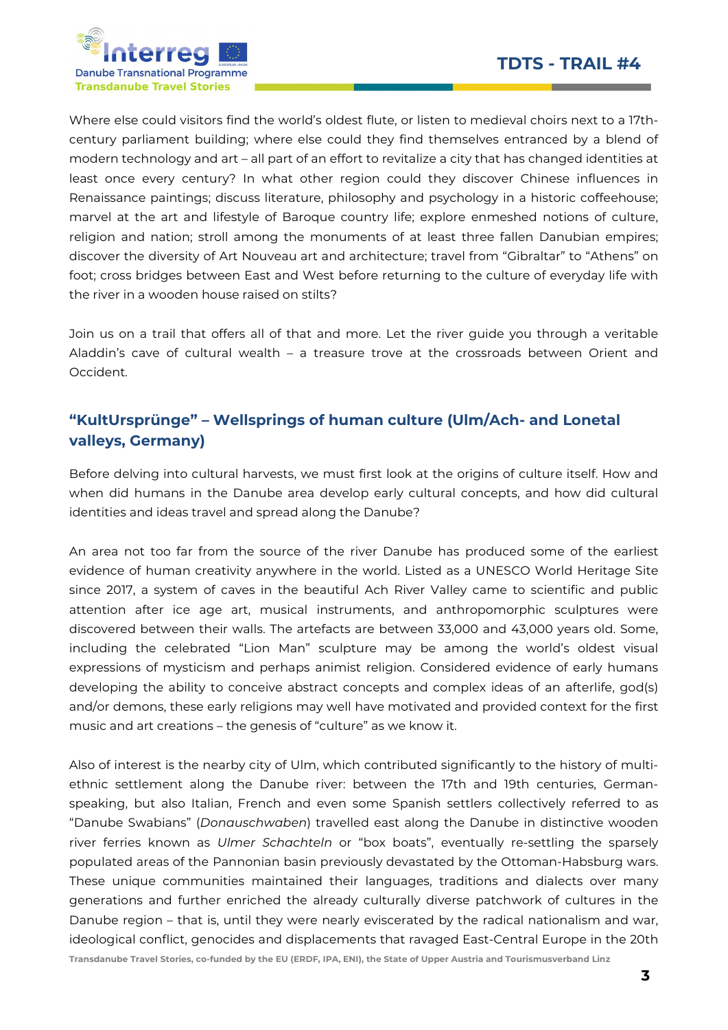Where else could visitors find the world's oldest flute, or listen to medieval choirs next to a 17th-century parliament building; where else could they find themselves entranced by a blend of modern technology and art – all part of an effort to revitalize a city that has changed identities at least once every century? In what other region could they discover Chinese influences in Renaissance paintings; discuss literature, philosophy and psychology in a historic coffeehouse; marvel at the art and lifestyle of Baroque country life; explore enmeshed notions of culture, religion and nation; stroll among the monuments of at least three fallen Danubian empires; discover the diversity of Art Nouveau art and architecture; travel from "Gibraltar" to "Athens" on foot; cross bridges between East and West before returning to the culture of everyday life with the river in a wooden house raised on stilts?

Join us on a trail that offers all of that and more. Let the river guide you through a veritable Aladdin's cave of cultural wealth – a treasure trove at the crossroads between Orient and Occident.

## "KultUrsprünge" – Wellsprings of human culture (Ulm/Ach- and Lonetal valleys, Germany)

Before delving into cultural harvests, we must first look at the origins of culture itself. How and when did humans in the Danube area develop early cultural concepts, and how did cultural identities and ideas travel and spread along the Danube?

An area not too far from the source of the river Danube has produced some of the earliest evidence of human creativity anywhere in the world. Listed as a UNESCO World Heritage Site since 2017, a system of caves in the beautiful Ach River Valley came to scientific and public attention after ice age art, musical instruments, and anthropomorphic sculptures were discovered between their walls. The artefacts are between 33,000 and 43,000 years old. Some, including the celebrated "Lion Man" sculpture may be among the world's oldest visual expressions of mysticism and perhaps animist religion. Considered evidence of early humans developing the ability to conceive abstract concepts and complex ideas of an afterlife, god(s) and/or demons, these early religions may well have motivated and provided context for the first music and art creations – the genesis of "culture" as we know it.

Also of interest is the nearby city of Ulm, which contributed significantly to the history of multi-ethnic settlement along the Danube river: between the 17th and 19th centuries, German-speaking, but also Italian, French and even some Spanish settlers collectively referred to as "Danube Swabians" (*Donauschwaben*) travelled east along the Danube in distinctive wooden river ferries known as *Ulmer Schachteln* or "box boats", eventually re-settling the sparsely populated areas of the Pannonian basin previously devastated by the Ottoman-Habsburg wars. These unique communities maintained their languages, traditions and dialects over many generations and further enriched the already culturally diverse patchwork of cultures in the Danube region – that is, until they were nearly eviscerated by the radical nationalism and war, ideological conflict, genocides and displacements that ravaged East-Central Europe in the 20th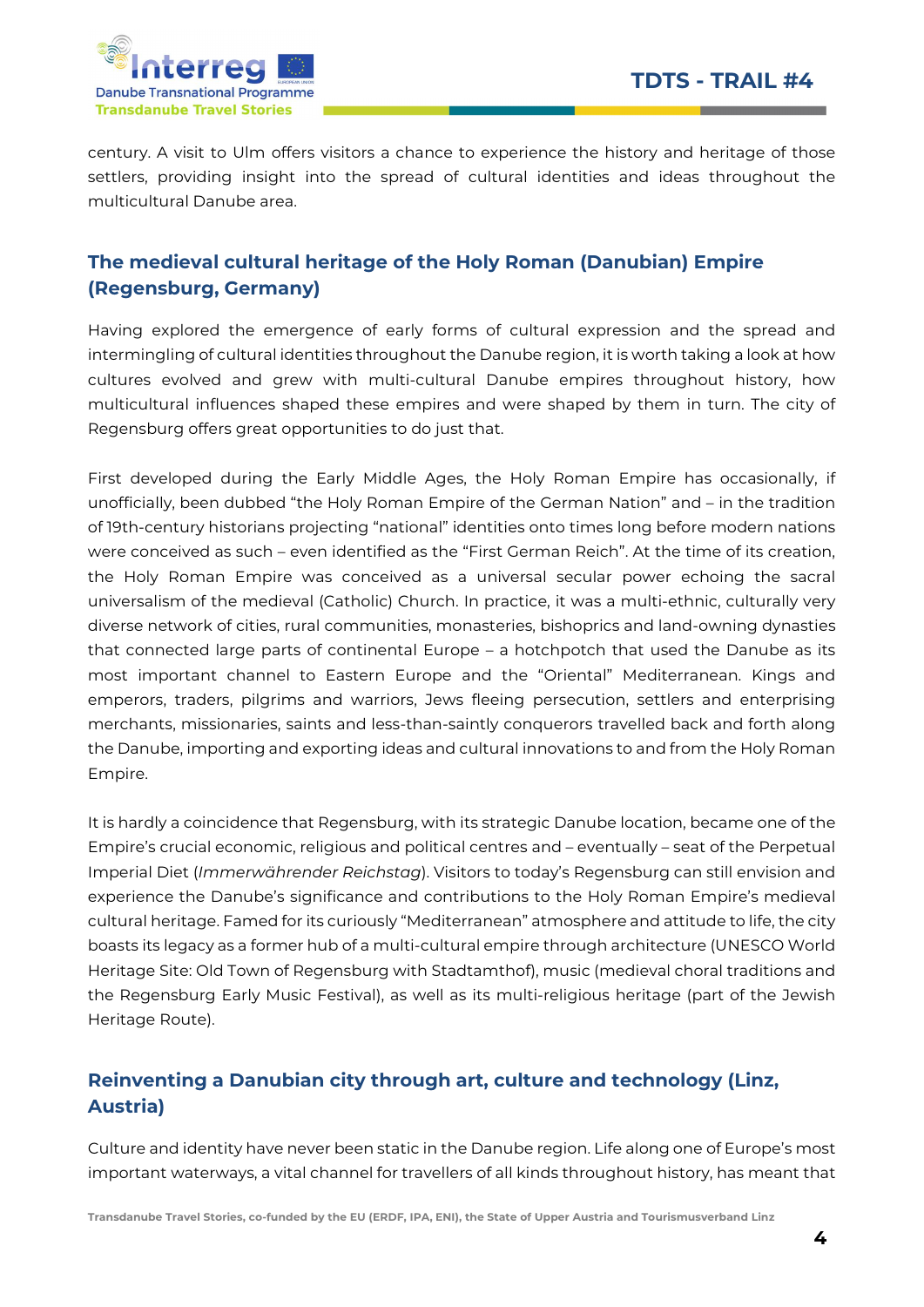century. A visit to Ulm offers visitors a chance to experience the history and heritage of those settlers, providing insight into the spread of cultural identities and ideas throughout the multicultural Danube area.

## The medieval cultural heritage of the Holy Roman (Danubian) Empire (Regensburg, Germany)

Having explored the emergence of early forms of cultural expression and the spread and intermingling of cultural identities throughout the Danube region, it is worth taking a look at how cultures evolved and grew with multi-cultural Danube empires throughout history, how multicultural influences shaped these empires and were shaped by them in turn. The city of Regensburg offers great opportunities to do just that.

First developed during the Early Middle Ages, the Holy Roman Empire has occasionally, if unofficially, been dubbed "the Holy Roman Empire of the German Nation" and – in the tradition of 19th-century historians projecting "national" identities onto times long before modern nations were conceived as such – even identified as the "First German Reich". At the time of its creation, the Holy Roman Empire was conceived as a universal secular power echoing the sacral universalism of the medieval (Catholic) Church. In practice, it was a multi-ethnic, culturally very diverse network of cities, rural communities, monasteries, bishoprics and land-owning dynasties that connected large parts of continental Europe – a hotchpotch that used the Danube as its most important channel to Eastern Europe and the "Oriental" Mediterranean. Kings and emperors, traders, pilgrims and warriors, Jews fleeing persecution, settlers and enterprising merchants, missionaries, saints and less-than-saintly conquerors travelled back and forth along the Danube, importing and exporting ideas and cultural innovations to and from the Holy Roman Empire.

It is hardly a coincidence that Regensburg, with its strategic Danube location, became one of the Empire's crucial economic, religious and political centres and – eventually – seat of the Perpetual Imperial Diet (*Immerwährender Reichstag*). Visitors to today's Regensburg can still envision and experience the Danube's significance and contributions to the Holy Roman Empire's medieval cultural heritage. Famed for its curiously "Mediterranean" atmosphere and attitude to life, the city boasts its legacy as a former hub of a multi-cultural empire through architecture (UNESCO World Heritage Site: Old Town of Regensburg with Stadtamthof), music (medieval choral traditions and the Regensburg Early Music Festival), as well as its multi-religious heritage (part of the Jewish Heritage Route).

## Reinventing a Danubian city through art, culture and technology (Linz, Austria)

Culture and identity have never been static in the Danube region. Life along one of Europe's most important waterways, a vital channel for travellers of all kinds throughout history, has meant that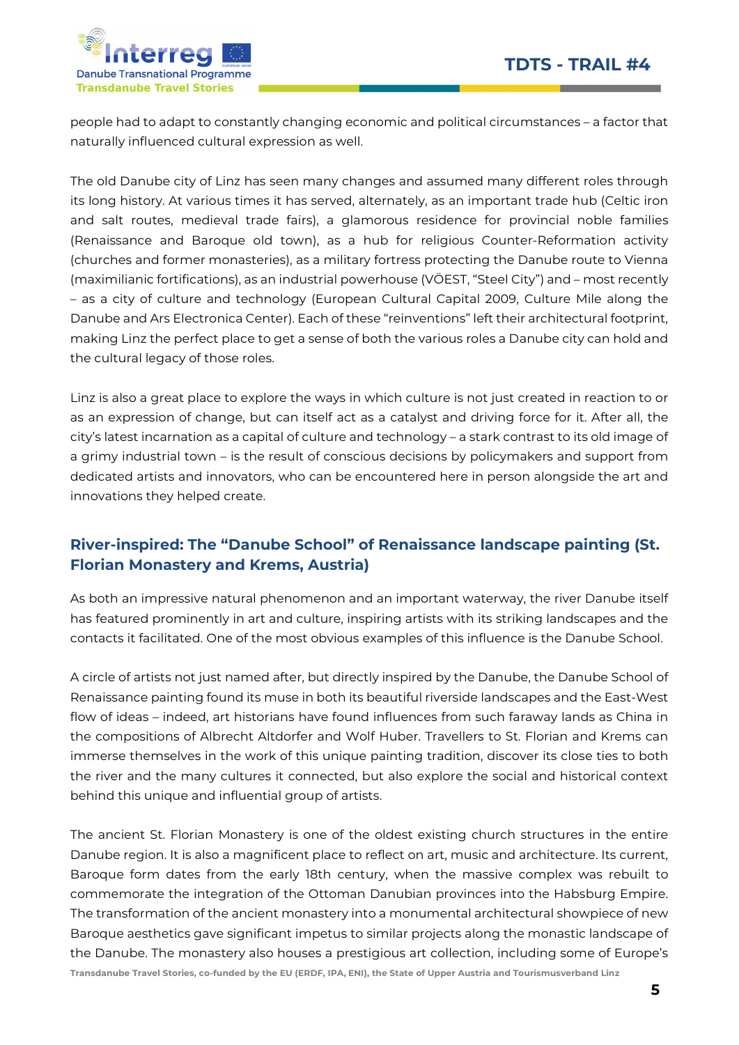people had to adapt to constantly changing economic and political circumstances – a factor that naturally influenced cultural expression as well.

The old Danube city of Linz has seen many changes and assumed many different roles through its long history. At various times it has served, alternately, as an important trade hub (Celtic iron and salt routes, medieval trade fairs), a glamorous residence for provincial noble families (Renaissance and Baroque old town), as a hub for religious Counter-Reformation activity (churches and former monasteries), as a military fortress protecting the Danube route to Vienna (maximilianic fortifications), as an industrial powerhouse (VÖEST, "Steel City") and – most recently – as a city of culture and technology (European Cultural Capital 2009, Culture Mile along the Danube and Ars Electronica Center). Each of these "reinventions" left their architectural footprint, making Linz the perfect place to get a sense of both the various roles a Danube city can hold and the cultural legacy of those roles.

Linz is also a great place to explore the ways in which culture is not just created in reaction to or as an expression of change, but can itself act as a catalyst and driving force for it. After all, the city's latest incarnation as a capital of culture and technology – a stark contrast to its old image of a grimy industrial town – is the result of conscious decisions by policymakers and support from dedicated artists and innovators, who can be encountered here in person alongside the art and innovations they helped create.

## River-inspired: The "Danube School" of Renaissance landscape painting (St. Florian Monastery and Krems, Austria)

As both an impressive natural phenomenon and an important waterway, the river Danube itself has featured prominently in art and culture, inspiring artists with its striking landscapes and the contacts it facilitated. One of the most obvious examples of this influence is the Danube School.

A circle of artists not just named after, but directly inspired by the Danube, the Danube School of Renaissance painting found its muse in both its beautiful riverside landscapes and the East-West flow of ideas – indeed, art historians have found influences from such faraway lands as China in the compositions of Albrecht Altdorfer and Wolf Huber. Travellers to St. Florian and Krems can immerse themselves in the work of this unique painting tradition, discover its close ties to both the river and the many cultures it connected, but also explore the social and historical context behind this unique and influential group of artists.

The ancient St. Florian Monastery is one of the oldest existing church structures in the entire Danube region. It is also a magnificent place to reflect on art, music and architecture. Its current, Baroque form dates from the early 18th century, when the massive complex was rebuilt to commemorate the integration of the Ottoman Danubian provinces into the Habsburg Empire. The transformation of the ancient monastery into a monumental architectural showpiece of new Baroque aesthetics gave significant impetus to similar projects along the monastic landscape of the Danube. The monastery also houses a prestigious art collection, including some of Europe's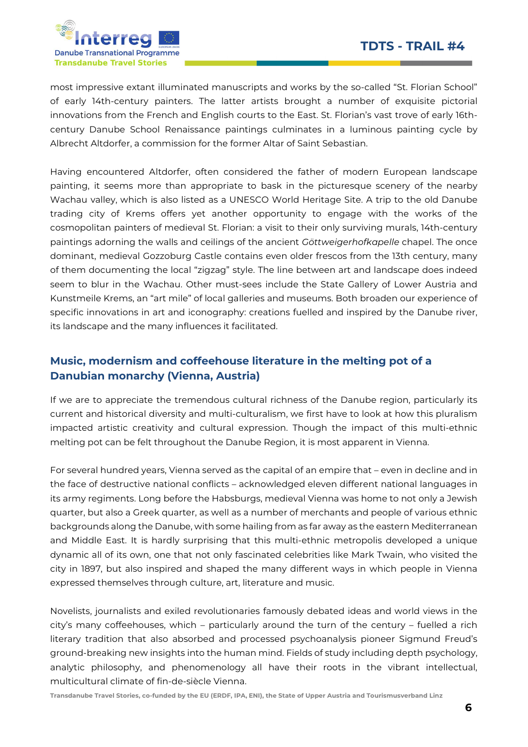most impressive extant illuminated manuscripts and works by the so-called "St. Florian School" of early 14th-century painters. The latter artists brought a number of exquisite pictorial innovations from the French and English courts to the East. St. Florian's vast trove of early 16th-century Danube School Renaissance paintings culminates in a luminous painting cycle by Albrecht Altdorfer, a commission for the former Altar of Saint Sebastian.

Having encountered Altdorfer, often considered the father of modern European landscape painting, it seems more than appropriate to bask in the picturesque scenery of the nearby Wachau valley, which is also listed as a UNESCO World Heritage Site. A trip to the old Danube trading city of Krems offers yet another opportunity to engage with the works of the cosmopolitan painters of medieval St. Florian: a visit to their only surviving murals, 14th-century paintings adorning the walls and ceilings of the ancient *Göttweigerhofkapelle* chapel. The once dominant, medieval Gozzoburg Castle contains even older frescos from the 13th century, many of them documenting the local "zigzag" style. The line between art and landscape does indeed seem to blur in the Wachau. Other must-sees include the State Gallery of Lower Austria and Kunstmeile Krems, an "art mile" of local galleries and museums. Both broaden our experience of specific innovations in art and iconography: creations fuelled and inspired by the Danube river, its landscape and the many influences it facilitated.

## Music, modernism and coffeehouse literature in the melting pot of a Danubian monarchy (Vienna, Austria)

If we are to appreciate the tremendous cultural richness of the Danube region, particularly its current and historical diversity and multi-culturalism, we first have to look at how this pluralism impacted artistic creativity and cultural expression. Though the impact of this multi-ethnic melting pot can be felt throughout the Danube Region, it is most apparent in Vienna.

For several hundred years, Vienna served as the capital of an empire that – even in decline and in the face of destructive national conflicts – acknowledged eleven different national languages in its army regiments. Long before the Habsburgs, medieval Vienna was home to not only a Jewish quarter, but also a Greek quarter, as well as a number of merchants and people of various ethnic backgrounds along the Danube, with some hailing from as far away as the eastern Mediterranean and Middle East. It is hardly surprising that this multi-ethnic metropolis developed a unique dynamic all of its own, one that not only fascinated celebrities like Mark Twain, who visited the city in 1897, but also inspired and shaped the many different ways in which people in Vienna expressed themselves through culture, art, literature and music.

Novelists, journalists and exiled revolutionaries famously debated ideas and world views in the city's many coffeehouses, which – particularly around the turn of the century – fuelled a rich literary tradition that also absorbed and processed psychoanalysis pioneer Sigmund Freud's ground-breaking new insights into the human mind. Fields of study including depth psychology, analytic philosophy, and phenomenology all have their roots in the vibrant intellectual, multicultural climate of fin-de-siècle Vienna.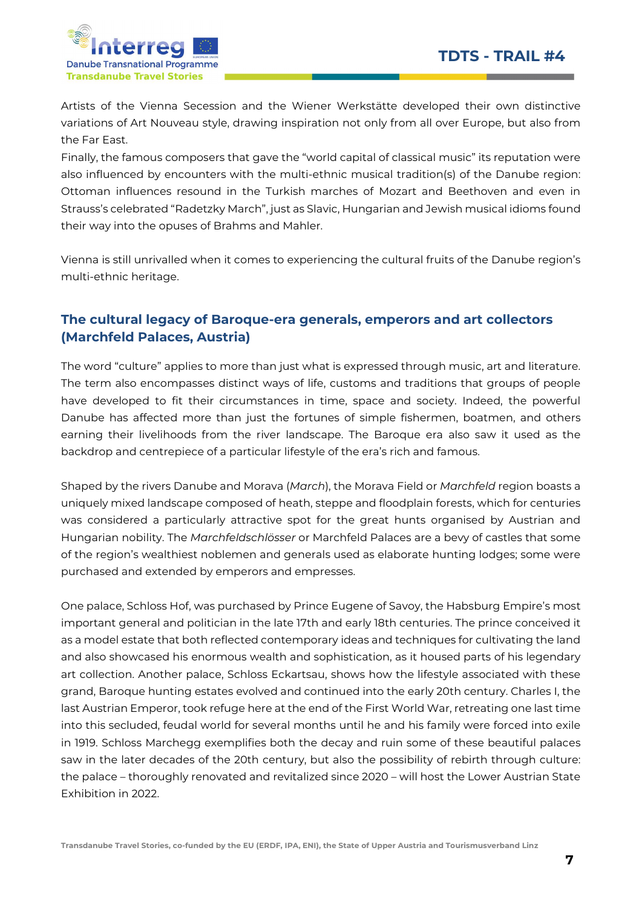Artists of the Vienna Secession and the Wiener Werkstätte developed their own distinctive variations of Art Nouveau style, drawing inspiration not only from all over Europe, but also from the Far East.
Finally, the famous composers that gave the "world capital of classical music" its reputation were also influenced by encounters with the multi-ethnic musical tradition(s) of the Danube region: Ottoman influences resound in the Turkish marches of Mozart and Beethoven and even in Strauss's celebrated "Radetzky March", just as Slavic, Hungarian and Jewish musical idioms found their way into the opuses of Brahms and Mahler.

Vienna is still unrivalled when it comes to experiencing the cultural fruits of the Danube region's multi-ethnic heritage.

## The cultural legacy of Baroque-era generals, emperors and art collectors (Marchfeld Palaces, Austria)

The word "culture" applies to more than just what is expressed through music, art and literature. The term also encompasses distinct ways of life, customs and traditions that groups of people have developed to fit their circumstances in time, space and society. Indeed, the powerful Danube has affected more than just the fortunes of simple fishermen, boatmen, and others earning their livelihoods from the river landscape. The Baroque era also saw it used as the backdrop and centrepiece of a particular lifestyle of the era's rich and famous.

Shaped by the rivers Danube and Morava (*March*), the Morava Field or *Marchfeld* region boasts a uniquely mixed landscape composed of heath, steppe and floodplain forests, which for centuries was considered a particularly attractive spot for the great hunts organised by Austrian and Hungarian nobility. The *Marchfeldschlösser* or Marchfeld Palaces are a bevy of castles that some of the region's wealthiest noblemen and generals used as elaborate hunting lodges; some were purchased and extended by emperors and empresses.

One palace, Schloss Hof, was purchased by Prince Eugene of Savoy, the Habsburg Empire's most important general and politician in the late 17th and early 18th centuries. The prince conceived it as a model estate that both reflected contemporary ideas and techniques for cultivating the land and also showcased his enormous wealth and sophistication, as it housed parts of his legendary art collection. Another palace, Schloss Eckartsau, shows how the lifestyle associated with these grand, Baroque hunting estates evolved and continued into the early 20th century. Charles I, the last Austrian Emperor, took refuge here at the end of the First World War, retreating one last time into this secluded, feudal world for several months until he and his family were forced into exile in 1919. Schloss Marchegg exemplifies both the decay and ruin some of these beautiful palaces saw in the later decades of the 20th century, but also the possibility of rebirth through culture: the palace – thoroughly renovated and revitalized since 2020 – will host the Lower Austrian State Exhibition in 2022.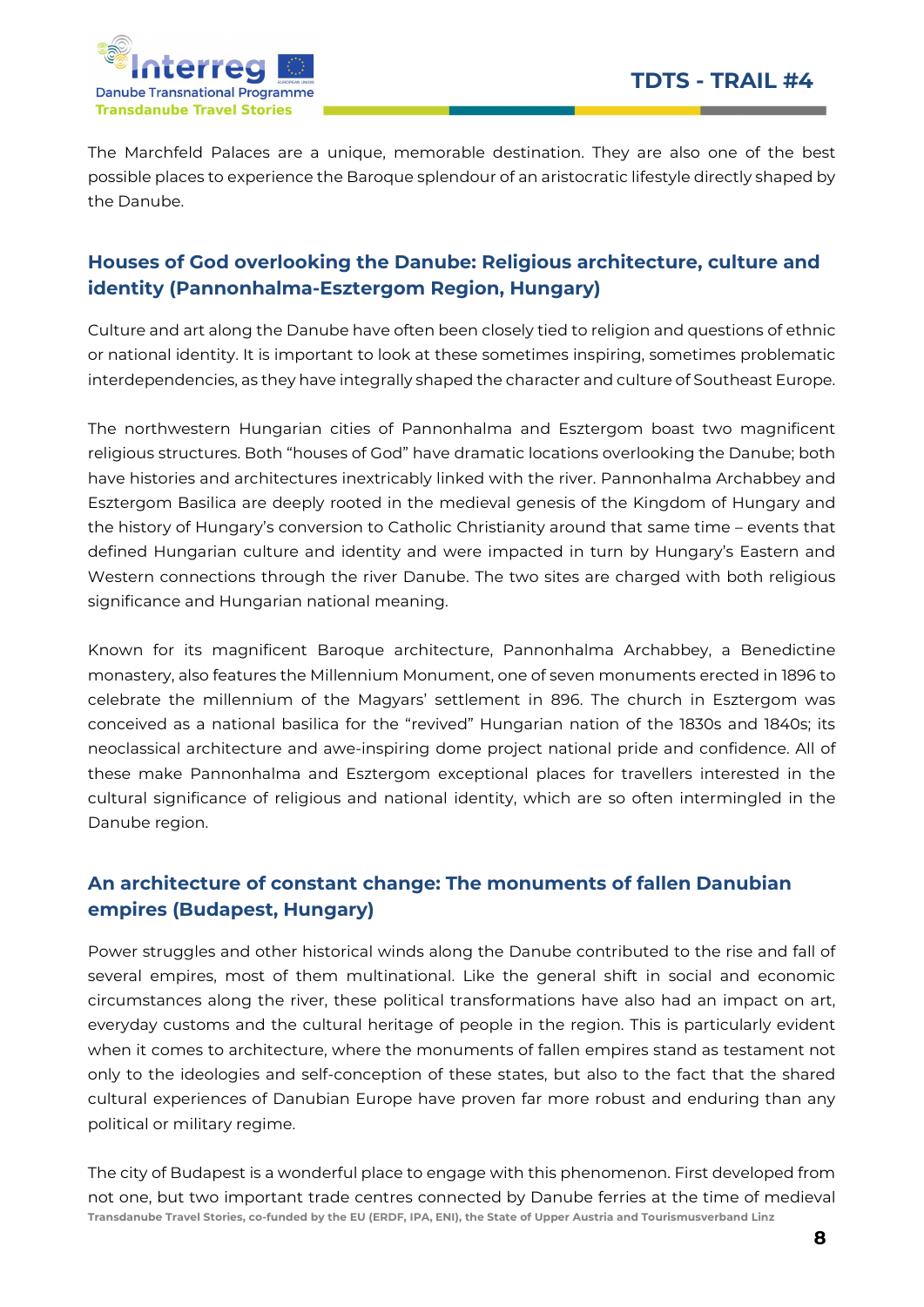The Marchfeld Palaces are a unique, memorable destination. They are also one of the best possible places to experience the Baroque splendour of an aristocratic lifestyle directly shaped by the Danube.

## Houses of God overlooking the Danube: Religious architecture, culture and identity (Pannonhalma-Esztergom Region, Hungary)

Culture and art along the Danube have often been closely tied to religion and questions of ethnic or national identity. It is important to look at these sometimes inspiring, sometimes problematic interdependencies, as they have integrally shaped the character and culture of Southeast Europe.

The northwestern Hungarian cities of Pannonhalma and Esztergom boast two magnificent religious structures. Both "houses of God" have dramatic locations overlooking the Danube; both have histories and architectures inextricably linked with the river. Pannonhalma Archabbey and Esztergom Basilica are deeply rooted in the medieval genesis of the Kingdom of Hungary and the history of Hungary's conversion to Catholic Christianity around that same time – events that defined Hungarian culture and identity and were impacted in turn by Hungary's Eastern and Western connections through the river Danube. The two sites are charged with both religious significance and Hungarian national meaning.

Known for its magnificent Baroque architecture, Pannonhalma Archabbey, a Benedictine monastery, also features the Millennium Monument, one of seven monuments erected in 1896 to celebrate the millennium of the Magyars' settlement in 896. The church in Esztergom was conceived as a national basilica for the "revived" Hungarian nation of the 1830s and 1840s; its neoclassical architecture and awe-inspiring dome project national pride and confidence. All of these make Pannonhalma and Esztergom exceptional places for travellers interested in the cultural significance of religious and national identity, which are so often intermingled in the Danube region.

## An architecture of constant change: The monuments of fallen Danubian empires (Budapest, Hungary)

Power struggles and other historical winds along the Danube contributed to the rise and fall of several empires, most of them multinational. Like the general shift in social and economic circumstances along the river, these political transformations have also had an impact on art, everyday customs and the cultural heritage of people in the region. This is particularly evident when it comes to architecture, where the monuments of fallen empires stand as testament not only to the ideologies and self-conception of these states, but also to the fact that the shared cultural experiences of Danubian Europe have proven far more robust and enduring than any political or military regime.

The city of Budapest is a wonderful place to engage with this phenomenon. First developed from not one, but two important trade centres connected by Danube ferries at the time of medieval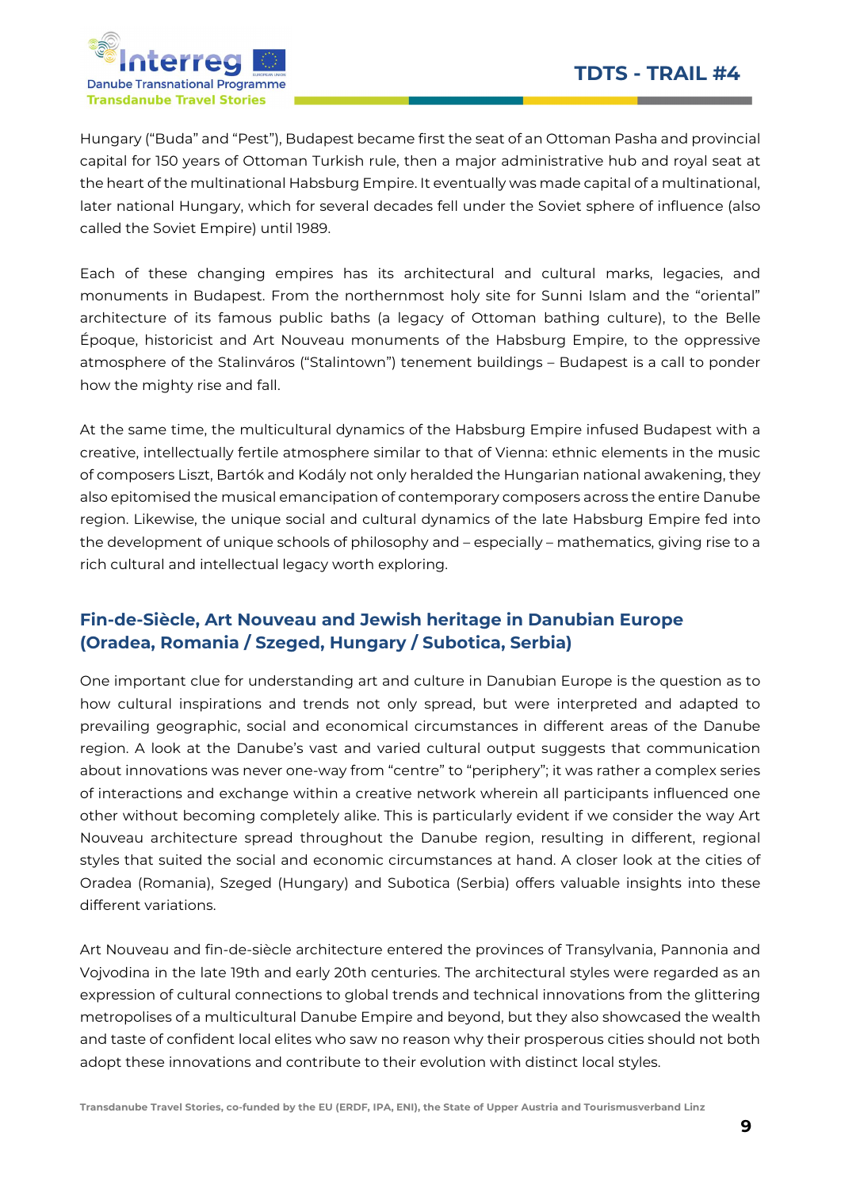Hungary ("Buda" and "Pest"), Budapest became first the seat of an Ottoman Pasha and provincial capital for 150 years of Ottoman Turkish rule, then a major administrative hub and royal seat at the heart of the multinational Habsburg Empire. It eventually was made capital of a multinational, later national Hungary, which for several decades fell under the Soviet sphere of influence (also called the Soviet Empire) until 1989.

Each of these changing empires has its architectural and cultural marks, legacies, and monuments in Budapest. From the northernmost holy site for Sunni Islam and the "oriental" architecture of its famous public baths (a legacy of Ottoman bathing culture), to the Belle Époque, historicist and Art Nouveau monuments of the Habsburg Empire, to the oppressive atmosphere of the Stalinváros ("Stalintown") tenement buildings – Budapest is a call to ponder how the mighty rise and fall.

At the same time, the multicultural dynamics of the Habsburg Empire infused Budapest with a creative, intellectually fertile atmosphere similar to that of Vienna: ethnic elements in the music of composers Liszt, Bartók and Kodály not only heralded the Hungarian national awakening, they also epitomised the musical emancipation of contemporary composers across the entire Danube region. Likewise, the unique social and cultural dynamics of the late Habsburg Empire fed into the development of unique schools of philosophy and – especially – mathematics, giving rise to a rich cultural and intellectual legacy worth exploring.

### Fin-de-Siècle, Art Nouveau and Jewish heritage in Danubian Europe (Oradea, Romania / Szeged, Hungary / Subotica, Serbia)

One important clue for understanding art and culture in Danubian Europe is the question as to how cultural inspirations and trends not only spread, but were interpreted and adapted to prevailing geographic, social and economical circumstances in different areas of the Danube region. A look at the Danube's vast and varied cultural output suggests that communication about innovations was never one-way from "centre" to "periphery"; it was rather a complex series of interactions and exchange within a creative network wherein all participants influenced one other without becoming completely alike. This is particularly evident if we consider the way Art Nouveau architecture spread throughout the Danube region, resulting in different, regional styles that suited the social and economic circumstances at hand. A closer look at the cities of Oradea (Romania), Szeged (Hungary) and Subotica (Serbia) offers valuable insights into these different variations.

Art Nouveau and fin-de-siècle architecture entered the provinces of Transylvania, Pannonia and Vojvodina in the late 19th and early 20th centuries. The architectural styles were regarded as an expression of cultural connections to global trends and technical innovations from the glittering metropolises of a multicultural Danube Empire and beyond, but they also showcased the wealth and taste of confident local elites who saw no reason why their prosperous cities should not both adopt these innovations and contribute to their evolution with distinct local styles.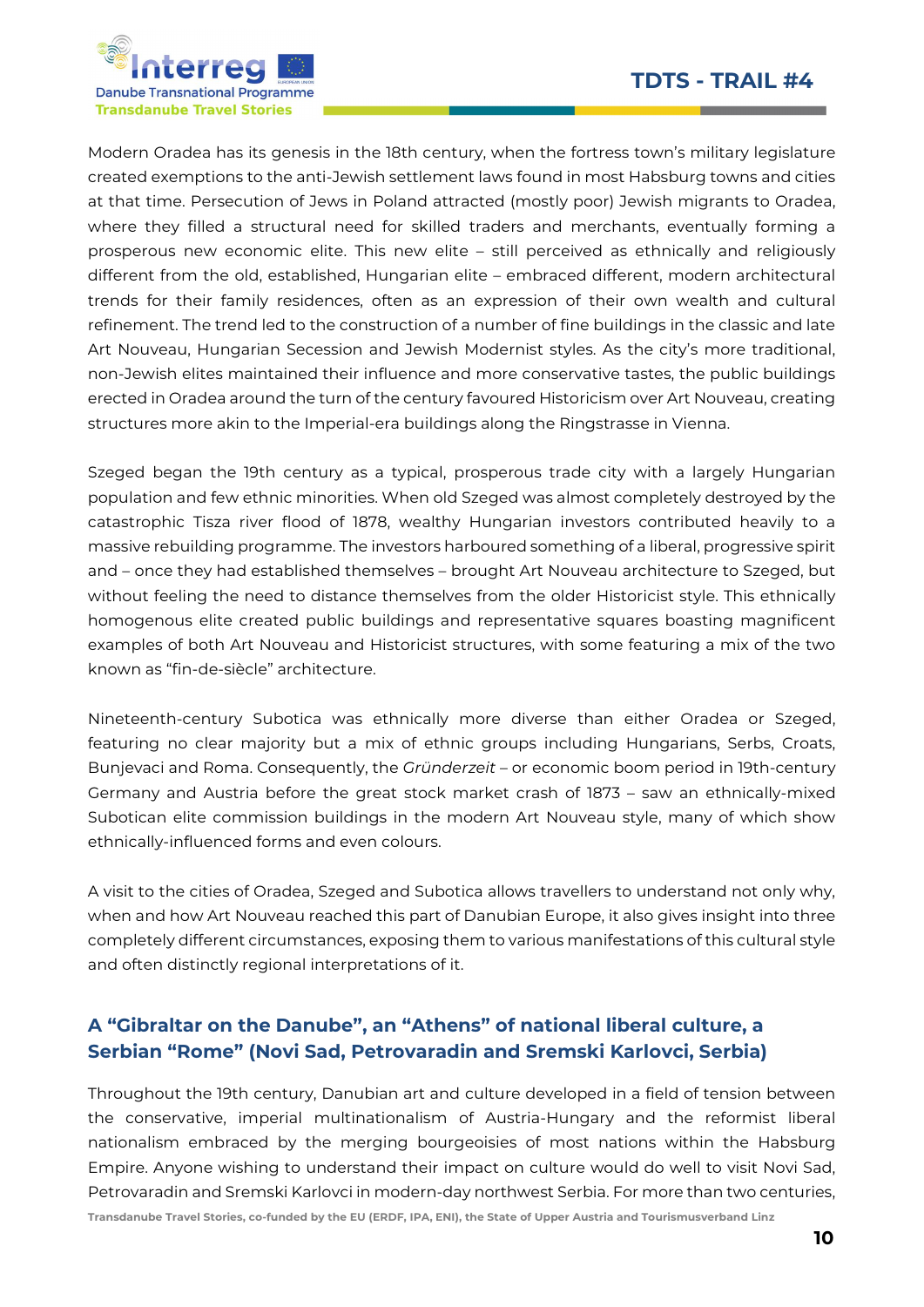Modern Oradea has its genesis in the 18th century, when the fortress town's military legislature created exemptions to the anti-Jewish settlement laws found in most Habsburg towns and cities at that time. Persecution of Jews in Poland attracted (mostly poor) Jewish migrants to Oradea, where they filled a structural need for skilled traders and merchants, eventually forming a prosperous new economic elite. This new elite – still perceived as ethnically and religiously different from the old, established, Hungarian elite – embraced different, modern architectural trends for their family residences, often as an expression of their own wealth and cultural refinement. The trend led to the construction of a number of fine buildings in the classic and late Art Nouveau, Hungarian Secession and Jewish Modernist styles. As the city's more traditional, non-Jewish elites maintained their influence and more conservative tastes, the public buildings erected in Oradea around the turn of the century favoured Historicism over Art Nouveau, creating structures more akin to the Imperial-era buildings along the Ringstrasse in Vienna.

Szeged began the 19th century as a typical, prosperous trade city with a largely Hungarian population and few ethnic minorities. When old Szeged was almost completely destroyed by the catastrophic Tisza river flood of 1878, wealthy Hungarian investors contributed heavily to a massive rebuilding programme. The investors harboured something of a liberal, progressive spirit and – once they had established themselves – brought Art Nouveau architecture to Szeged, but without feeling the need to distance themselves from the older Historicist style. This ethnically homogenous elite created public buildings and representative squares boasting magnificent examples of both Art Nouveau and Historicist structures, with some featuring a mix of the two known as "fin-de-siècle" architecture.

Nineteenth-century Subotica was ethnically more diverse than either Oradea or Szeged, featuring no clear majority but a mix of ethnic groups including Hungarians, Serbs, Croats, Bunjevaci and Roma. Consequently, the *Gründerzeit* – or economic boom period in 19th-century Germany and Austria before the great stock market crash of 1873 – saw an ethnically-mixed Subotican elite commission buildings in the modern Art Nouveau style, many of which show ethnically-influenced forms and even colours.

A visit to the cities of Oradea, Szeged and Subotica allows travellers to understand not only why, when and how Art Nouveau reached this part of Danubian Europe, it also gives insight into three completely different circumstances, exposing them to various manifestations of this cultural style and often distinctly regional interpretations of it.

## A "Gibraltar on the Danube", an "Athens" of national liberal culture, a Serbian "Rome" (Novi Sad, Petrovaradin and Sremski Karlovci, Serbia)

Throughout the 19th century, Danubian art and culture developed in a field of tension between the conservative, imperial multinationalism of Austria-Hungary and the reformist liberal nationalism embraced by the merging bourgeoisies of most nations within the Habsburg Empire. Anyone wishing to understand their impact on culture would do well to visit Novi Sad, Petrovaradin and Sremski Karlovci in modern-day northwest Serbia. For more than two centuries,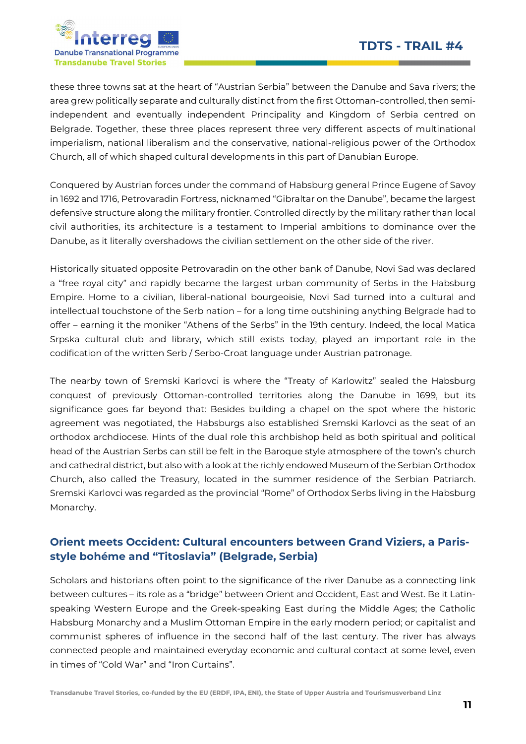these three towns sat at the heart of "Austrian Serbia" between the Danube and Sava rivers; the area grew politically separate and culturally distinct from the first Ottoman-controlled, then semi-independent and eventually independent Principality and Kingdom of Serbia centred on Belgrade. Together, these three places represent three very different aspects of multinational imperialism, national liberalism and the conservative, national-religious power of the Orthodox Church, all of which shaped cultural developments in this part of Danubian Europe.

Conquered by Austrian forces under the command of Habsburg general Prince Eugene of Savoy in 1692 and 1716, Petrovaradin Fortress, nicknamed "Gibraltar on the Danube", became the largest defensive structure along the military frontier. Controlled directly by the military rather than local civil authorities, its architecture is a testament to Imperial ambitions to dominance over the Danube, as it literally overshadows the civilian settlement on the other side of the river.

Historically situated opposite Petrovaradin on the other bank of Danube, Novi Sad was declared a "free royal city" and rapidly became the largest urban community of Serbs in the Habsburg Empire. Home to a civilian, liberal-national bourgeoisie, Novi Sad turned into a cultural and intellectual touchstone of the Serb nation – for a long time outshining anything Belgrade had to offer – earning it the moniker "Athens of the Serbs" in the 19th century. Indeed, the local Matica Srpska cultural club and library, which still exists today, played an important role in the codification of the written Serb / Serbo-Croat language under Austrian patronage.

The nearby town of Sremski Karlovci is where the "Treaty of Karlowitz" sealed the Habsburg conquest of previously Ottoman-controlled territories along the Danube in 1699, but its significance goes far beyond that: Besides building a chapel on the spot where the historic agreement was negotiated, the Habsburgs also established Sremski Karlovci as the seat of an orthodox archdiocese. Hints of the dual role this archbishop held as both spiritual and political head of the Austrian Serbs can still be felt in the Baroque style atmosphere of the town's church and cathedral district, but also with a look at the richly endowed Museum of the Serbian Orthodox Church, also called the Treasury, located in the summer residence of the Serbian Patriarch. Sremski Karlovci was regarded as the provincial "Rome" of Orthodox Serbs living in the Habsburg Monarchy.

## Orient meets Occident: Cultural encounters between Grand Viziers, a Paris-style bohéme and "Titoslavia" (Belgrade, Serbia)

Scholars and historians often point to the significance of the river Danube as a connecting link between cultures – its role as a "bridge" between Orient and Occident, East and West. Be it Latin-speaking Western Europe and the Greek-speaking East during the Middle Ages; the Catholic Habsburg Monarchy and a Muslim Ottoman Empire in the early modern period; or capitalist and communist spheres of influence in the second half of the last century. The river has always connected people and maintained everyday economic and cultural contact at some level, even in times of "Cold War" and "Iron Curtains".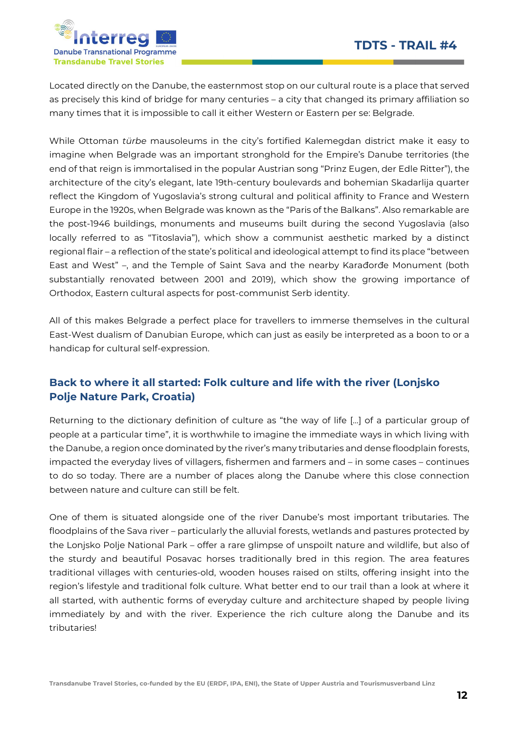Located directly on the Danube, the easternmost stop on our cultural route is a place that served as precisely this kind of bridge for many centuries – a city that changed its primary affiliation so many times that it is impossible to call it either Western or Eastern per se: Belgrade.

While Ottoman *türbe* mausoleums in the city's fortified Kalemegdan district make it easy to imagine when Belgrade was an important stronghold for the Empire's Danube territories (the end of that reign is immortalised in the popular Austrian song "Prinz Eugen, der Edle Ritter"), the architecture of the city's elegant, late 19th-century boulevards and bohemian Skadarlija quarter reflect the Kingdom of Yugoslavia's strong cultural and political affinity to France and Western Europe in the 1920s, when Belgrade was known as the "Paris of the Balkans". Also remarkable are the post-1946 buildings, monuments and museums built during the second Yugoslavia (also locally referred to as "Titoslavia"), which show a communist aesthetic marked by a distinct regional flair – a reflection of the state's political and ideological attempt to find its place "between East and West" –, and the Temple of Saint Sava and the nearby Karađorđe Monument (both substantially renovated between 2001 and 2019), which show the growing importance of Orthodox, Eastern cultural aspects for post-communist Serb identity.

All of this makes Belgrade a perfect place for travellers to immerse themselves in the cultural East-West dualism of Danubian Europe, which can just as easily be interpreted as a boon to or a handicap for cultural self-expression.

## Back to where it all started: Folk culture and life with the river (Lonjsko Polje Nature Park, Croatia)

Returning to the dictionary definition of culture as "the way of life [...] of a particular group of people at a particular time", it is worthwhile to imagine the immediate ways in which living with the Danube, a region once dominated by the river's many tributaries and dense floodplain forests, impacted the everyday lives of villagers, fishermen and farmers and – in some cases – continues to do so today. There are a number of places along the Danube where this close connection between nature and culture can still be felt.

One of them is situated alongside one of the river Danube's most important tributaries. The floodplains of the Sava river – particularly the alluvial forests, wetlands and pastures protected by the Lonjsko Polje National Park – offer a rare glimpse of unspoilt nature and wildlife, but also of the sturdy and beautiful Posavac horses traditionally bred in this region. The area features traditional villages with centuries-old, wooden houses raised on stilts, offering insight into the region's lifestyle and traditional folk culture. What better end to our trail than a look at where it all started, with authentic forms of everyday culture and architecture shaped by people living immediately by and with the river. Experience the rich culture along the Danube and its tributaries!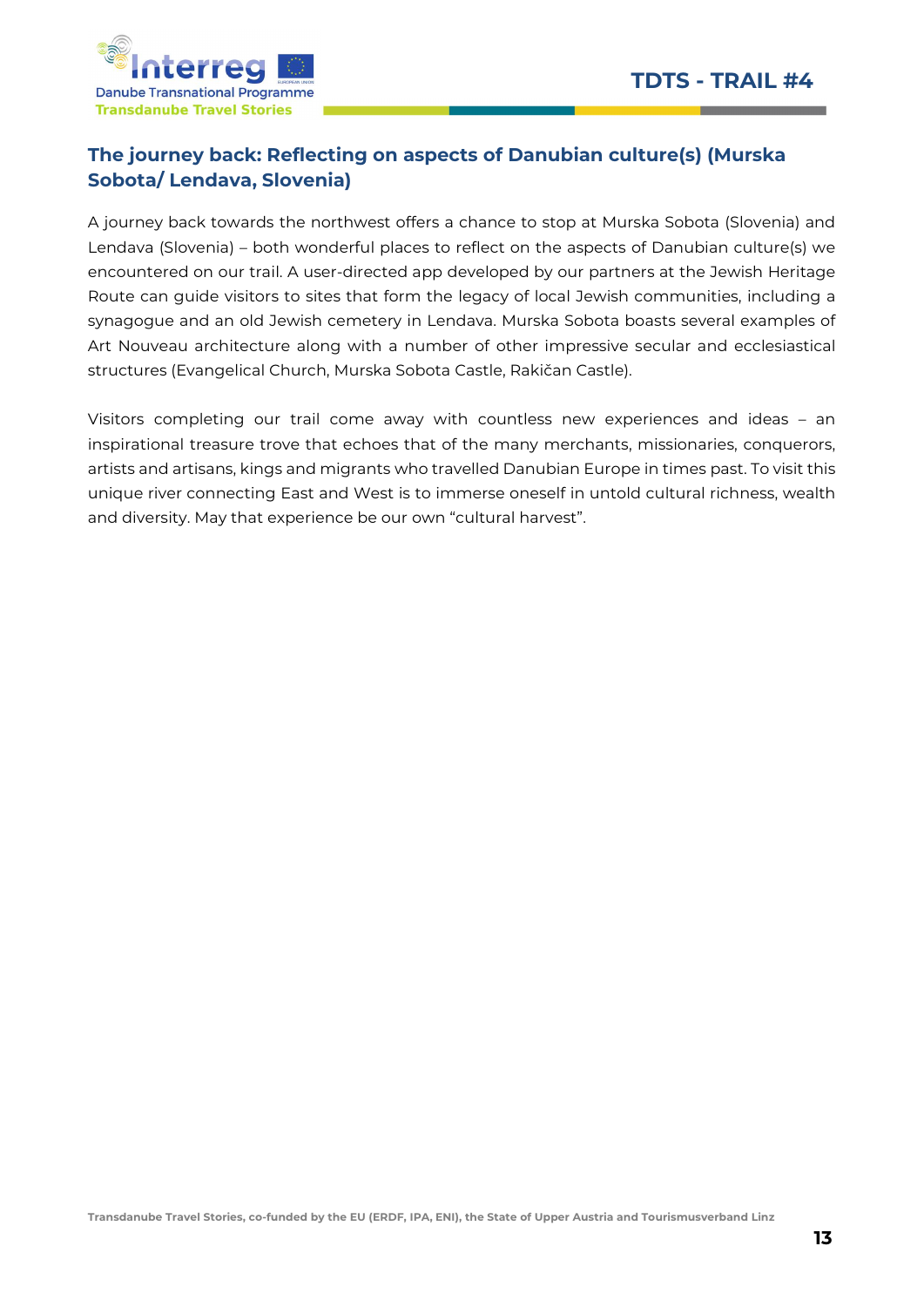## The journey back: Reflecting on aspects of Danubian culture(s) (Murska Sobota/ Lendava, Slovenia)

A journey back towards the northwest offers a chance to stop at Murska Sobota (Slovenia) and Lendava (Slovenia) – both wonderful places to reflect on the aspects of Danubian culture(s) we encountered on our trail. A user-directed app developed by our partners at the Jewish Heritage Route can guide visitors to sites that form the legacy of local Jewish communities, including a synagogue and an old Jewish cemetery in Lendava. Murska Sobota boasts several examples of Art Nouveau architecture along with a number of other impressive secular and ecclesiastical structures (Evangelical Church, Murska Sobota Castle, Rakičan Castle).

Visitors completing our trail come away with countless new experiences and ideas – an inspirational treasure trove that echoes that of the many merchants, missionaries, conquerors, artists and artisans, kings and migrants who travelled Danubian Europe in times past. To visit this unique river connecting East and West is to immerse oneself in untold cultural richness, wealth and diversity. May that experience be our own "cultural harvest".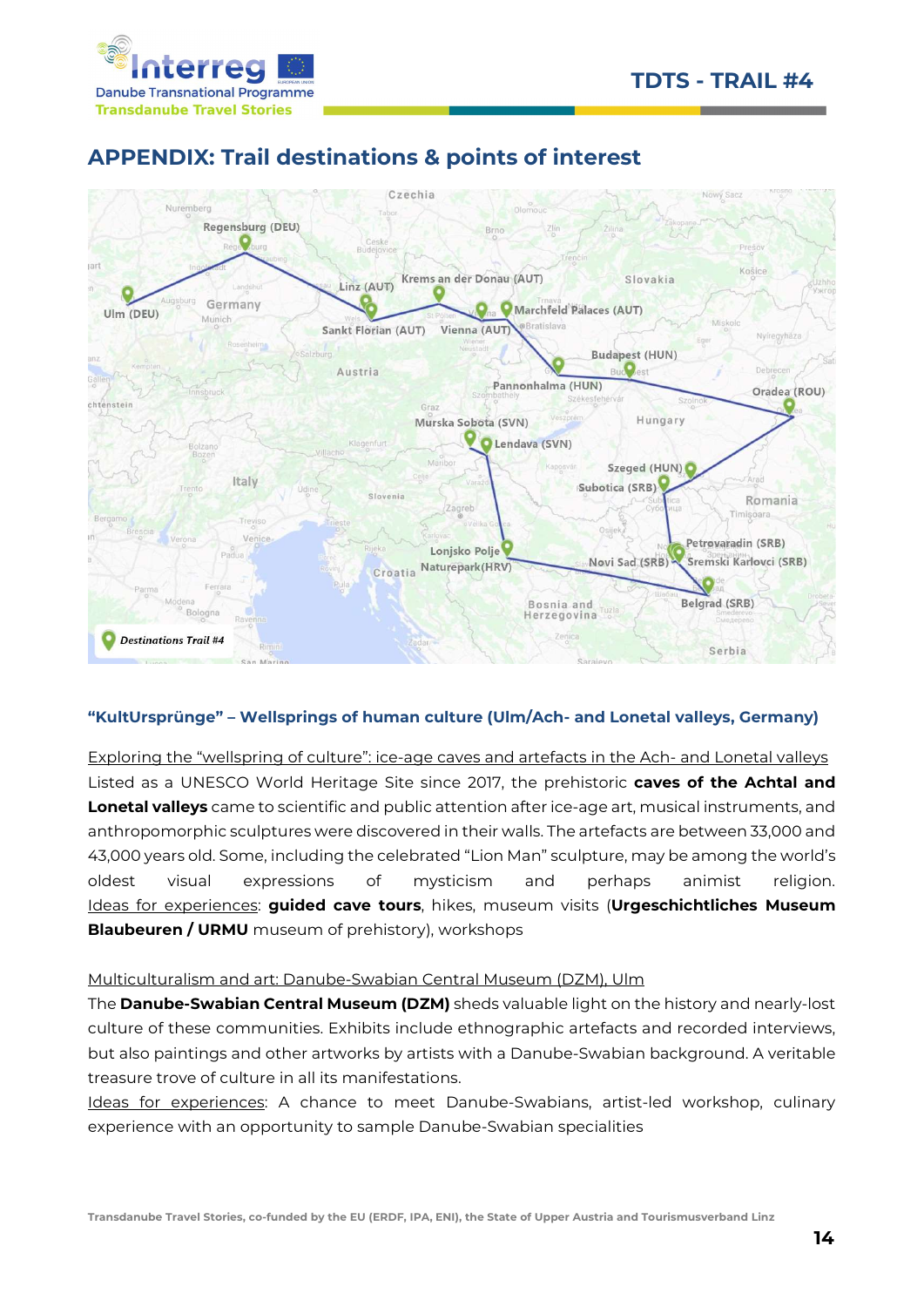# APPENDIX: Trail destinations & points of interest

### "KultUrsprünge" – Wellsprings of human culture (Ulm/Ach- and Lonetal valleys, Germany)

Exploring the "wellspring of culture": ice-age caves and artefacts in the Ach- and Lonetal valleys

Listed as a UNESCO World Heritage Site since 2017, the prehistoric **caves of the Achtal and Lonetal valleys** came to scientific and public attention after ice-age art, musical instruments, and anthropomorphic sculptures were discovered in their walls. The artefacts are between 33,000 and 43,000 years old. Some, including the celebrated "Lion Man" sculpture, may be among the world's oldest visual expressions of mysticism and perhaps animist religion.

Ideas for experiences: **guided cave tours**, hikes, museum visits (**Urgeschichtliches Museum Blaubeuren / URMU** museum of prehistory), workshops

Multiculturalism and art: Danube-Swabian Central Museum (DZM), Ulm

The **Danube-Swabian Central Museum (DZM)** sheds valuable light on the history and nearly-lost culture of these communities. Exhibits include ethnographic artefacts and recorded interviews, but also paintings and other artworks by artists with a Danube-Swabian background. A veritable treasure trove of culture in all its manifestations.

Ideas for experiences: A chance to meet Danube-Swabians, artist-led workshop, culinary experience with an opportunity to sample Danube-Swabian specialities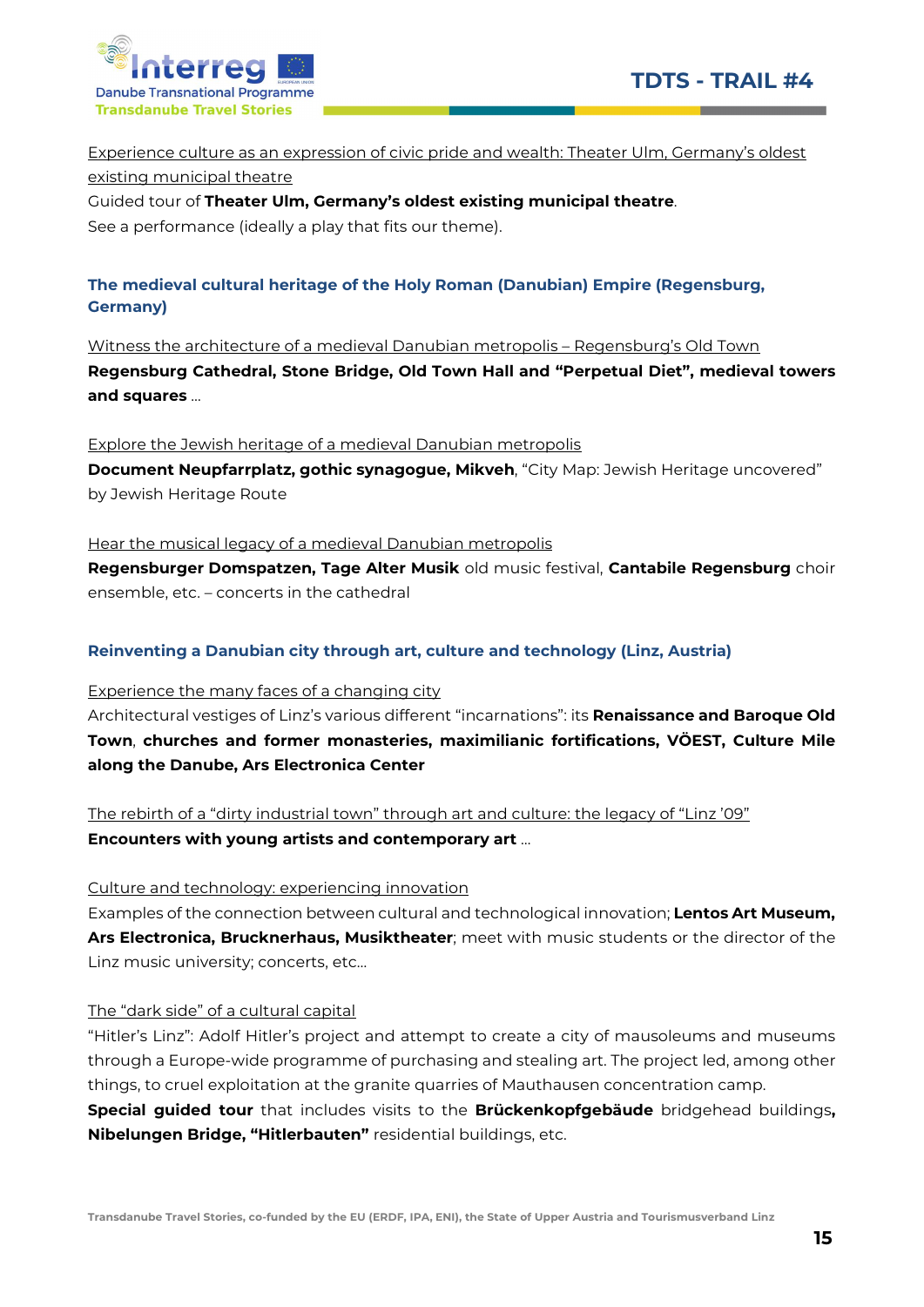Experience culture as an expression of civic pride and wealth: Theater Ulm, Germany's oldest existing municipal theatre

Guided tour of **Theater Ulm, Germany's oldest existing municipal theatre**.

See a performance (ideally a play that fits our theme).

### The medieval cultural heritage of the Holy Roman (Danubian) Empire (Regensburg, Germany)

Witness the architecture of a medieval Danubian metropolis – Regensburg's Old Town

**Regensburg Cathedral, Stone Bridge, Old Town Hall and "Perpetual Diet", medieval towers and squares** ...

Explore the Jewish heritage of a medieval Danubian metropolis

**Document Neupfarrplatz, gothic synagogue, Mikveh**, "City Map: Jewish Heritage uncovered" by Jewish Heritage Route

Hear the musical legacy of a medieval Danubian metropolis

**Regensburger Domspatzen, Tage Alter Musik** old music festival, **Cantabile Regensburg** choir ensemble, etc. – concerts in the cathedral

### Reinventing a Danubian city through art, culture and technology (Linz, Austria)

Experience the many faces of a changing city

Architectural vestiges of Linz's various different "incarnations": its **Renaissance and Baroque Old Town**, **churches and former monasteries, maximilianic fortifications, VÖEST, Culture Mile along the Danube, Ars Electronica Center**

The rebirth of a "dirty industrial town" through art and culture: the legacy of "Linz '09"

**Encounters with young artists and contemporary art** ...

Culture and technology: experiencing innovation

Examples of the connection between cultural and technological innovation; **Lentos Art Museum, Ars Electronica, Brucknerhaus, Musiktheater**; meet with music students or the director of the Linz music university; concerts, etc...

The "dark side" of a cultural capital

"Hitler's Linz": Adolf Hitler's project and attempt to create a city of mausoleums and museums through a Europe-wide programme of purchasing and stealing art. The project led, among other things, to cruel exploitation at the granite quarries of Mauthausen concentration camp.

**Special guided tour** that includes visits to the **Brückenkopfgebäude** bridgehead buildings**, Nibelungen Bridge, "Hitlerbauten"** residential buildings, etc.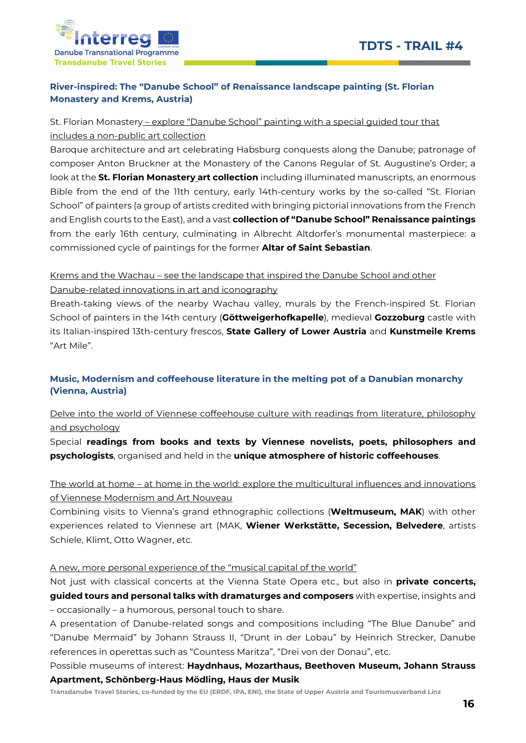## River-inspired: The "Danube School" of Renaissance landscape painting (St. Florian Monastery and Krems, Austria)

St. Florian Monastery – explore "Danube School" painting with a special guided tour that includes a non-public art collection

Baroque architecture and art celebrating Habsburg conquests along the Danube; patronage of composer Anton Bruckner at the Monastery of the Canons Regular of St. Augustine's Order; a look at the **St. Florian Monastery art collection** including illuminated manuscripts, an enormous Bible from the end of the 11th century, early 14th-century works by the so-called "St. Florian School" of painters (a group of artists credited with bringing pictorial innovations from the French and English courts to the East), and a vast **collection of "Danube School" Renaissance paintings** from the early 16th century, culminating in Albrecht Altdorfer's monumental masterpiece: a commissioned cycle of paintings for the former **Altar of Saint Sebastian**.

Krems and the Wachau – see the landscape that inspired the Danube School and other Danube-related innovations in art and iconography

Breath-taking views of the nearby Wachau valley, murals by the French-inspired St. Florian School of painters in the 14th century (**Göttweigerhofkapelle**), medieval **Gozzoburg** castle with its Italian-inspired 13th-century frescos, **State Gallery of Lower Austria** and **Kunstmeile Krems** "Art Mile".

## Music, Modernism and coffeehouse literature in the melting pot of a Danubian monarchy (Vienna, Austria)

Delve into the world of Viennese coffeehouse culture with readings from literature, philosophy and psychology

Special **readings from books and texts by Viennese novelists, poets, philosophers and psychologists**, organised and held in the **unique atmosphere of historic coffeehouses**.

The world at home – at home in the world: explore the multicultural influences and innovations of Viennese Modernism and Art Nouveau

Combining visits to Vienna's grand ethnographic collections (**Weltmuseum, MAK**) with other experiences related to Viennese art (MAK, **Wiener Werkstätte, Secession, Belvedere**, artists Schiele, Klimt, Otto Wagner, etc.

A new, more personal experience of the "musical capital of the world"

Not just with classical concerts at the Vienna State Opera etc., but also in **private concerts, guided tours and personal talks with dramaturges and composers** with expertise, insights and – occasionally – a humorous, personal touch to share.

A presentation of Danube-related songs and compositions including "The Blue Danube" and "Danube Mermaid" by Johann Strauss II, "Drunt in der Lobau" by Heinrich Strecker, Danube references in operettas such as "Countess Maritza", "Drei von der Donau", etc.

Possible museums of interest: **Haydnhaus, Mozarthaus, Beethoven Museum, Johann Strauss Apartment, Schönberg-Haus Mödling, Haus der Musik**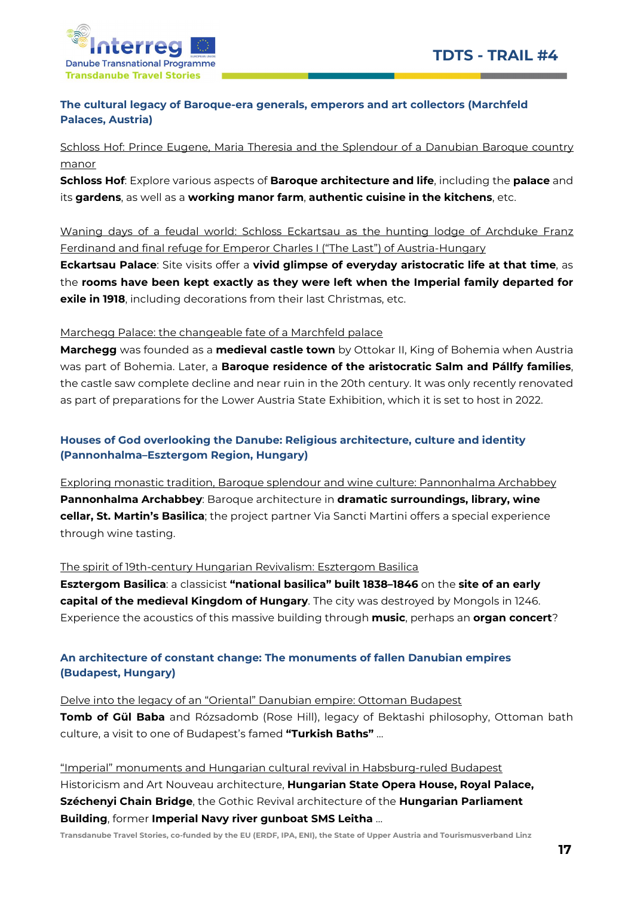### The cultural legacy of Baroque-era generals, emperors and art collectors (Marchfeld Palaces, Austria)

Schloss Hof: Prince Eugene, Maria Theresia and the Splendour of a Danubian Baroque country manor

**Schloss Hof**: Explore various aspects of **Baroque architecture and life**, including the **palace** and its **gardens**, as well as a **working manor farm**, **authentic cuisine in the kitchens**, etc.

Waning days of a feudal world: Schloss Eckartsau as the hunting lodge of Archduke Franz Ferdinand and final refuge for Emperor Charles I ("The Last") of Austria-Hungary

**Eckartsau Palace**: Site visits offer a **vivid glimpse of everyday aristocratic life at that time**, as the **rooms have been kept exactly as they were left when the Imperial family departed for exile in 1918**, including decorations from their last Christmas, etc.

Marchegg Palace: the changeable fate of a Marchfeld palace

**Marchegg** was founded as a **medieval castle town** by Ottokar II, King of Bohemia when Austria was part of Bohemia. Later, a **Baroque residence of the aristocratic Salm and Pállfy families**, the castle saw complete decline and near ruin in the 20th century. It was only recently renovated as part of preparations for the Lower Austria State Exhibition, which it is set to host in 2022.

### Houses of God overlooking the Danube: Religious architecture, culture and identity (Pannonhalma–Esztergom Region, Hungary)

Exploring monastic tradition, Baroque splendour and wine culture: Pannonhalma Archabbey

**Pannonhalma Archabbey**: Baroque architecture in **dramatic surroundings, library, wine cellar, St. Martin's Basilica**; the project partner Via Sancti Martini offers a special experience through wine tasting.

The spirit of 19th-century Hungarian Revivalism: Esztergom Basilica

**Esztergom Basilica**: a classicist **"national basilica" built 1838–1846** on the **site of an early capital of the medieval Kingdom of Hungary**. The city was destroyed by Mongols in 1246. Experience the acoustics of this massive building through **music**, perhaps an **organ concert**?

### An architecture of constant change: The monuments of fallen Danubian empires (Budapest, Hungary)

Delve into the legacy of an "Oriental" Danubian empire: Ottoman Budapest

**Tomb of Gül Baba** and Rózsadomb (Rose Hill), legacy of Bektashi philosophy, Ottoman bath culture, a visit to one of Budapest's famed **"Turkish Baths"** …

"Imperial" monuments and Hungarian cultural revival in Habsburg-ruled Budapest

Historicism and Art Nouveau architecture, **Hungarian State Opera House, Royal Palace, Széchenyi Chain Bridge**, the Gothic Revival architecture of the **Hungarian Parliament Building**, former **Imperial Navy river gunboat SMS Leitha** …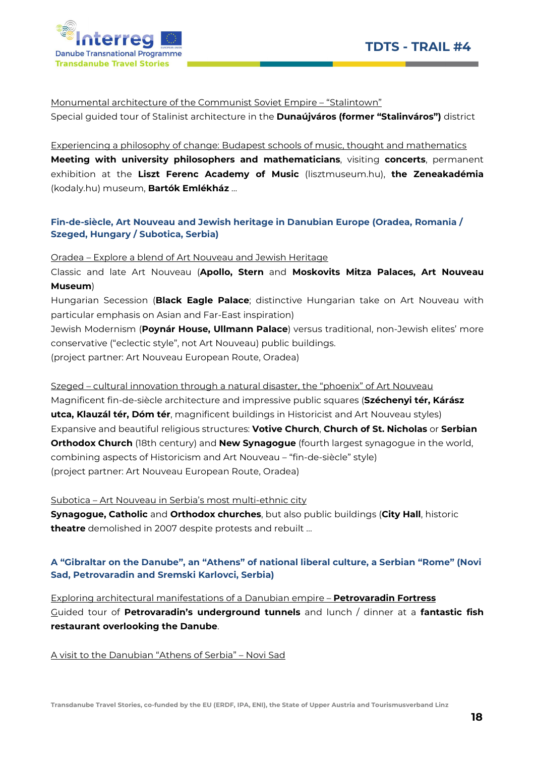Monumental architecture of the Communist Soviet Empire – "Stalintown"

Special guided tour of Stalinist architecture in the **Dunaújváros (former "Stalinváros")** district

Experiencing a philosophy of change: Budapest schools of music, thought and mathematics

**Meeting with university philosophers and mathematicians**, visiting **concerts**, permanent exhibition at the **Liszt Ferenc Academy of Music** (lisztmuseum.hu), **the Zeneakadémia** (kodaly.hu) museum, **Bartók Emlékház** ...

### Fin-de-siècle, Art Nouveau and Jewish heritage in Danubian Europe (Oradea, Romania / Szeged, Hungary / Subotica, Serbia)

Oradea – Explore a blend of Art Nouveau and Jewish Heritage

Classic and late Art Nouveau (**Apollo, Stern** and **Moskovits Mitza Palaces, Art Nouveau Museum**)

Hungarian Secession (**Black Eagle Palace**; distinctive Hungarian take on Art Nouveau with particular emphasis on Asian and Far-East inspiration)

Jewish Modernism (**Poynár House, Ullmann Palace**) versus traditional, non-Jewish elites' more conservative ("eclectic style", not Art Nouveau) public buildings.

(project partner: Art Nouveau European Route, Oradea)

Szeged – cultural innovation through a natural disaster, the "phoenix" of Art Nouveau

Magnificent fin-de-siècle architecture and impressive public squares (**Széchenyi tér, Kárász utca, Klauzál tér, Dóm tér**, magnificent buildings in Historicist and Art Nouveau styles)

Expansive and beautiful religious structures: **Votive Church**, **Church of St. Nicholas** or **Serbian Orthodox Church** (18th century) and **New Synagogue** (fourth largest synagogue in the world, combining aspects of Historicism and Art Nouveau – "fin-de-siècle" style)

(project partner: Art Nouveau European Route, Oradea)

Subotica – Art Nouveau in Serbia's most multi-ethnic city

**Synagogue, Catholic** and **Orthodox churches**, but also public buildings (**City Hall**, historic **theatre** demolished in 2007 despite protests and rebuilt ...

### A "Gibraltar on the Danube", an "Athens" of national liberal culture, a Serbian "Rome" (Novi Sad, Petrovaradin and Sremski Karlovci, Serbia)

Exploring architectural manifestations of a Danubian empire – **Petrovaradin Fortress**

Guided tour of **Petrovaradin's underground tunnels** and lunch / dinner at a **fantastic fish restaurant overlooking the Danube**.

A visit to the Danubian "Athens of Serbia" – Novi Sad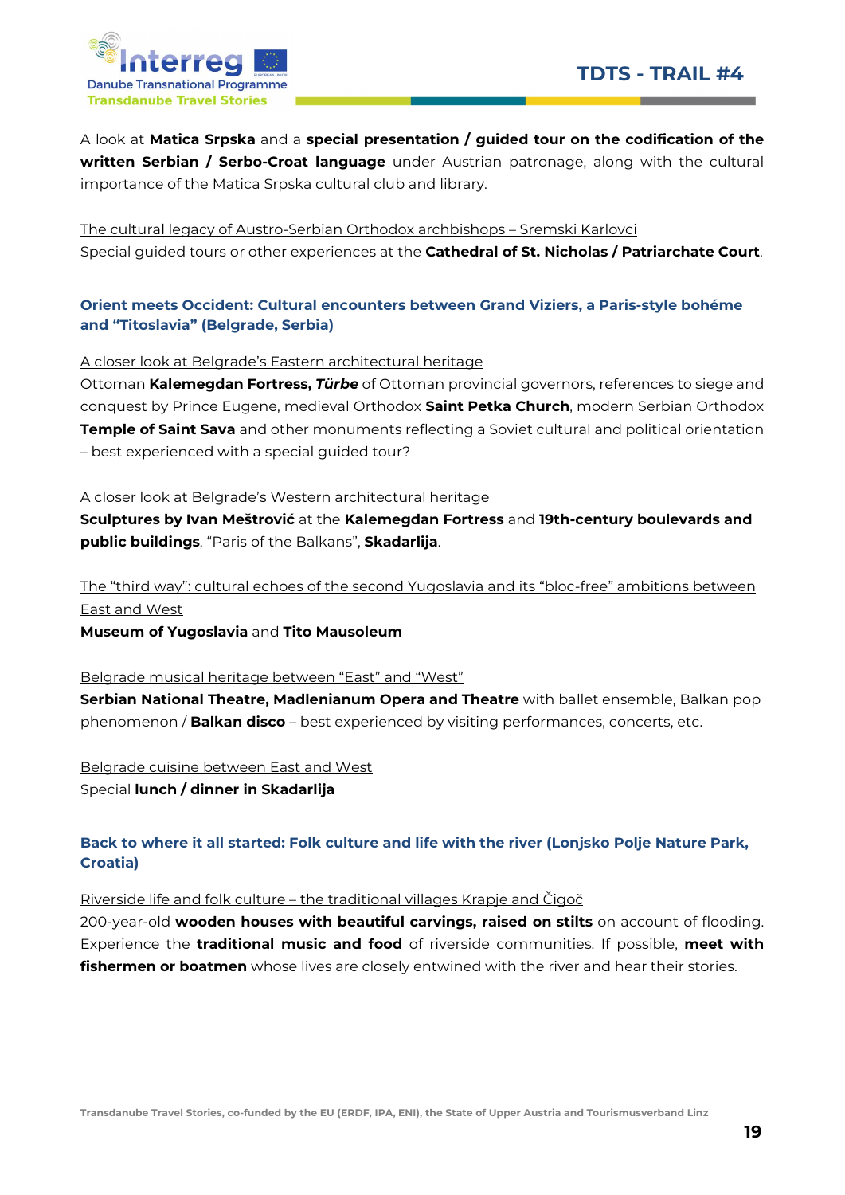A look at **Matica Srpska** and a **special presentation / guided tour on the codification of the written Serbian / Serbo-Croat language** under Austrian patronage, along with the cultural importance of the Matica Srpska cultural club and library.

The cultural legacy of Austro-Serbian Orthodox archbishops – Sremski Karlovci

Special guided tours or other experiences at the **Cathedral of St. Nicholas / Patriarchate Court**.

### Orient meets Occident: Cultural encounters between Grand Viziers, a Paris-style bohéme and "Titoslavia" (Belgrade, Serbia)

A closer look at Belgrade's Eastern architectural heritage

Ottoman **Kalemegdan Fortress,** ***Türbe*** of Ottoman provincial governors, references to siege and conquest by Prince Eugene, medieval Orthodox **Saint Petka Church**, modern Serbian Orthodox **Temple of Saint Sava** and other monuments reflecting a Soviet cultural and political orientation – best experienced with a special guided tour?

A closer look at Belgrade's Western architectural heritage

**Sculptures by Ivan Meštrović** at the **Kalemegdan Fortress** and **19th-century boulevards and public buildings**, "Paris of the Balkans", **Skadarlija**.

The "third way": cultural echoes of the second Yugoslavia and its "bloc-free" ambitions between East and West

**Museum of Yugoslavia** and **Tito Mausoleum**

Belgrade musical heritage between "East" and "West"

**Serbian National Theatre, Madlenianum Opera and Theatre** with ballet ensemble, Balkan pop phenomenon / **Balkan disco** – best experienced by visiting performances, concerts, etc.

Belgrade cuisine between East and West

Special **lunch / dinner in Skadarlija**

### Back to where it all started: Folk culture and life with the river (Lonjsko Polje Nature Park, Croatia)

Riverside life and folk culture – the traditional villages Krapje and Čigoč

200-year-old **wooden houses with beautiful carvings, raised on stilts** on account of flooding. Experience the **traditional music and food** of riverside communities. If possible, **meet with fishermen or boatmen** whose lives are closely entwined with the river and hear their stories.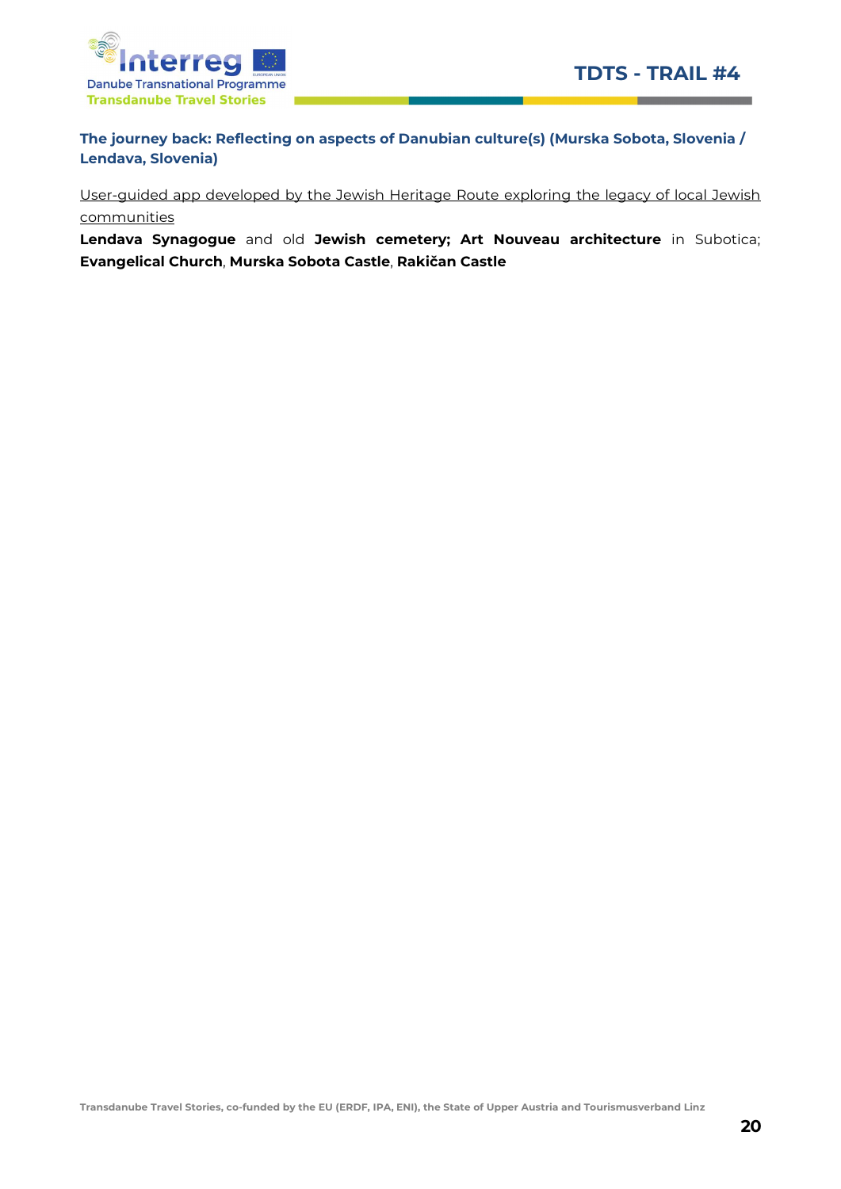### The journey back: Reflecting on aspects of Danubian culture(s) (Murska Sobota, Slovenia / Lendava, Slovenia)

User-guided app developed by the Jewish Heritage Route exploring the legacy of local Jewish communities

**Lendava Synagogue** and old **Jewish cemetery; Art Nouveau architecture** in Subotica; **Evangelical Church**, **Murska Sobota Castle**, **Rakičan Castle**